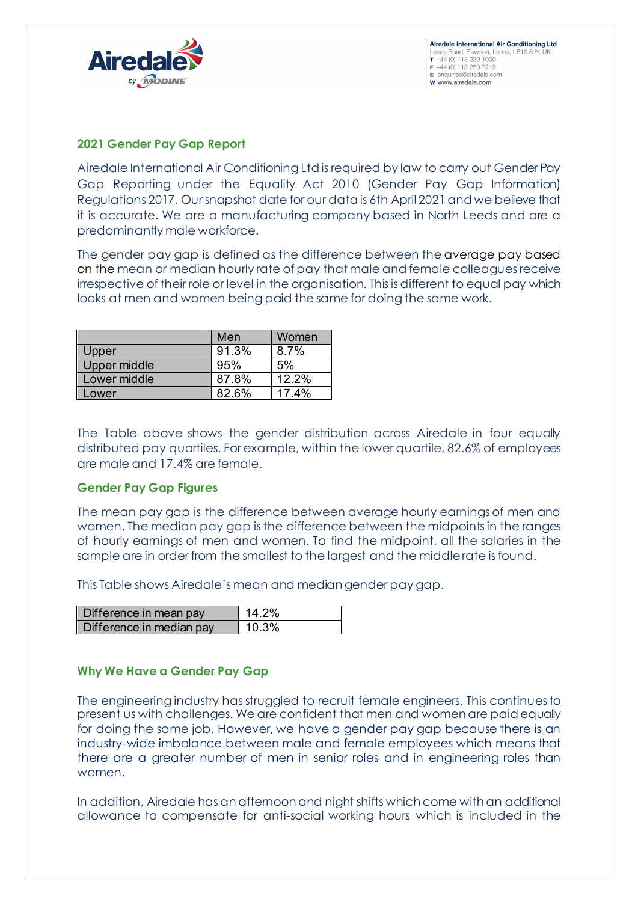## 2021 Gender Pay Gap Report

Airedale International Air Conditioning Ltd is required by law to carry out Gender Pay Gap Reporting under the Equality Act 2010 (Gender Pay Gap Information) Regulations 2017. Our snapshot date for our data is 6th April 2021 and we believe that it is accurate. We are a manufacturing company based in North Leeds and are a predominantly male workforce.

The gender pay gap is defined as the difference between the average pay based on the mean or median hourly rate of pay that male and female colleagues receive irrespective of their role or level in the organisation. This is different to equal pay which looks at men and women being paid the same for doing the same work.

| | Men | Women |
|---|---|---|
| Upper | 91.3% | 8.7% |
| Upper middle | 95% | 5% |
| Lower middle | 87.8% | 12.2% |
| Lower | 82.6% | 17.4% |

The Table above shows the gender distribution across Airedale in four equally distributed pay quartiles. For example, within the lower quartile, 82.6% of employees are male and 17.4% are female.

### Gender Pay Gap Figures

The mean pay gap is the difference between average hourly earnings of men and women. The median pay gap is the difference between the midpoints in the ranges of hourly earnings of men and women. To find the midpoint, all the salaries in the sample are in order from the smallest to the largest and the middle rate is found.

This Table shows Airedale's mean and median gender pay gap.

| | |
|---|---|
| Difference in mean pay | 14.2% |
| Difference in median pay | 10.3% |

### Why We Have a Gender Pay Gap

The engineering industry has struggled to recruit female engineers. This continues to present us with challenges. We are confident that men and women are paid equally for doing the same job. However, we have a gender pay gap because there is an industry-wide imbalance between male and female employees which means that there are a greater number of men in senior roles and in engineering roles than women.

In addition, Airedale has an afternoon and night shifts which come with an additional allowance to compensate for anti-social working hours which is included in the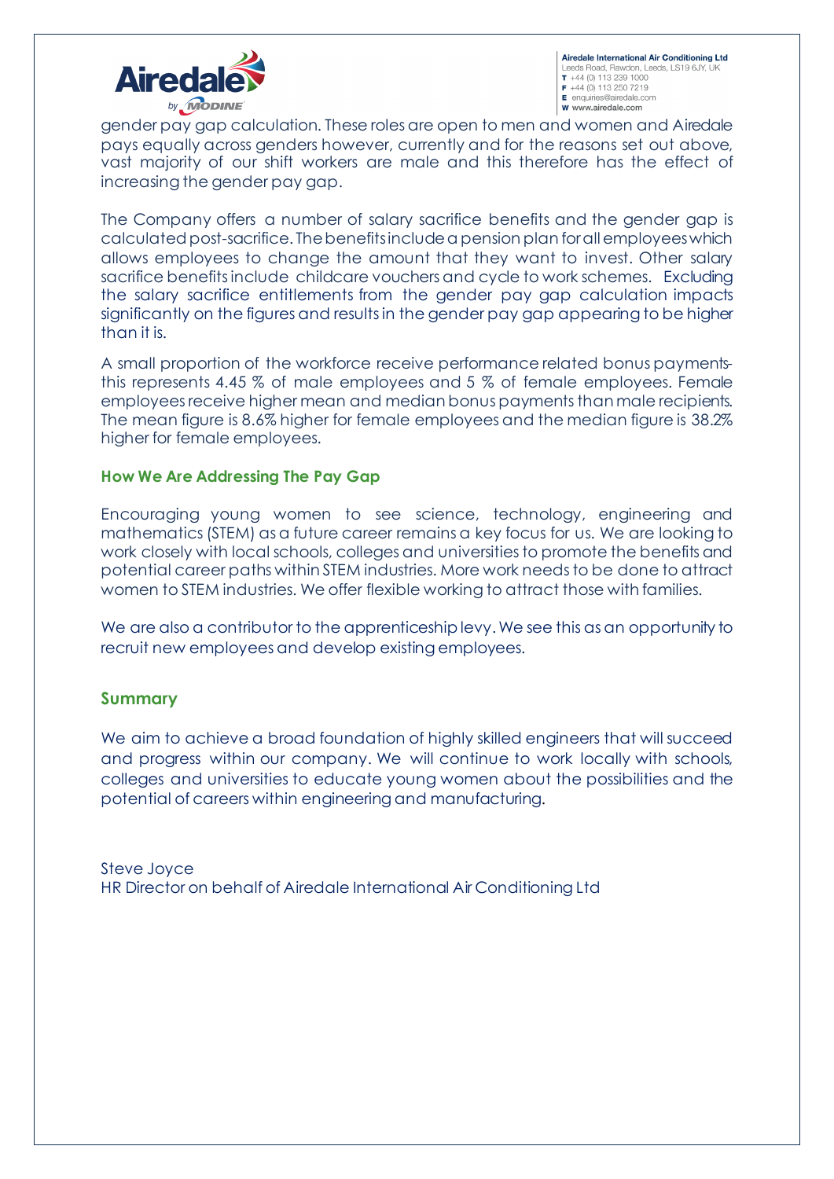gender pay gap calculation. These roles are open to men and women and Airedale pays equally across genders however, currently and for the reasons set out above, vast majority of our shift workers are male and this therefore has the effect of increasing the gender pay gap.

The Company offers a number of salary sacrifice benefits and the gender gap is calculated post-sacrifice. The benefits include a pension plan for all employees which allows employees to change the amount that they want to invest. Other salary sacrifice benefits include childcare vouchers and cycle to work schemes. Excluding the salary sacrifice entitlements from the gender pay gap calculation impacts significantly on the figures and results in the gender pay gap appearing to be higher than it is.

A small proportion of the workforce receive performance related bonus payments- this represents 4.45 % of male employees and 5 % of female employees. Female employees receive higher mean and median bonus payments than male recipients. The mean figure is 8.6% higher for female employees and the median figure is 38.2% higher for female employees.

### How We Are Addressing The Pay Gap

Encouraging young women to see science, technology, engineering and mathematics (STEM) as a future career remains a key focus for us. We are looking to work closely with local schools, colleges and universities to promote the benefits and potential career paths within STEM industries. More work needs to be done to attract women to STEM industries. We offer flexible working to attract those with families.

We are also a contributor to the apprenticeship levy. We see this as an opportunity to recruit new employees and develop existing employees.

## Summary

We aim to achieve a broad foundation of highly skilled engineers that will succeed and progress within our company. We will continue to work locally with schools, colleges and universities to educate young women about the possibilities and the potential of careers within engineering and manufacturing.

Steve Joyce
HR Director on behalf of Airedale International Air Conditioning Ltd